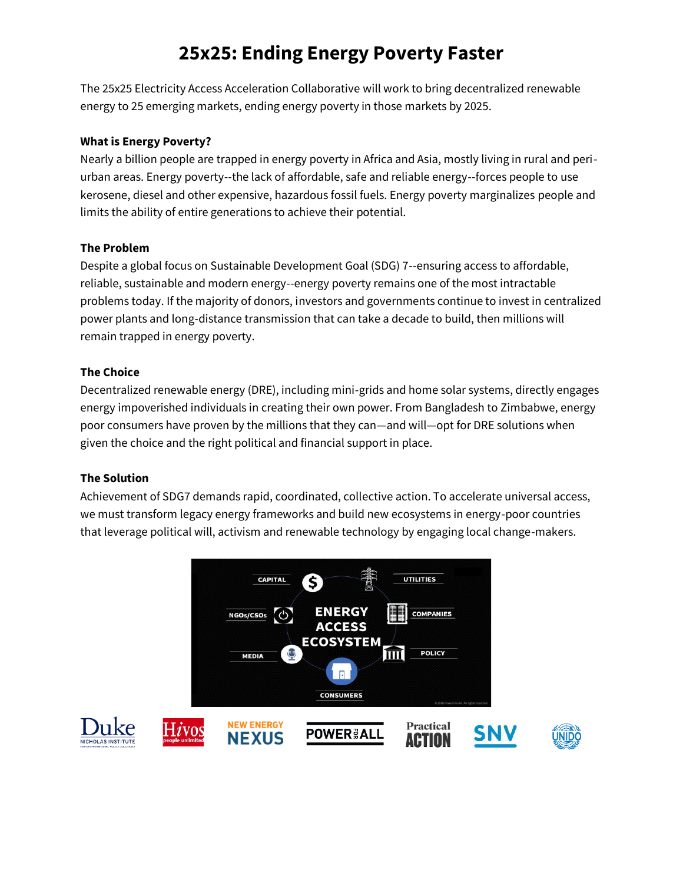# 25x25: Ending Energy Poverty Faster

The 25x25 Electricity Access Acceleration Collaborative will work to bring decentralized renewable energy to 25 emerging markets, ending energy poverty in those markets by 2025.

**What is Energy Poverty?**

Nearly a billion people are trapped in energy poverty in Africa and Asia, mostly living in rural and peri-urban areas. Energy poverty--the lack of affordable, safe and reliable energy--forces people to use kerosene, diesel and other expensive, hazardous fossil fuels. Energy poverty marginalizes people and limits the ability of entire generations to achieve their potential.

**The Problem**

Despite a global focus on Sustainable Development Goal (SDG) 7--ensuring access to affordable, reliable, sustainable and modern energy--energy poverty remains one of the most intractable problems today. If the majority of donors, investors and governments continue to invest in centralized power plants and long-distance transmission that can take a decade to build, then millions will remain trapped in energy poverty.

**The Choice**

Decentralized renewable energy (DRE), including mini-grids and home solar systems, directly engages energy impoverished individuals in creating their own power. From Bangladesh to Zimbabwe, energy poor consumers have proven by the millions that they can—and will—opt for DRE solutions when given the choice and the right political and financial support in place.

**The Solution**

Achievement of SDG7 demands rapid, coordinated, collective action. To accelerate universal access, we must transform legacy energy frameworks and build new ecosystems in energy-poor countries that leverage political will, activism and renewable technology by engaging local change-makers.

ENERGY ACCESS ECOSYSTEM: CAPITAL, UTILITIES, COMPANIES, POLICY, CONSUMERS, MEDIA, NGOs/CSOs

Duke Nicholas Institute · Hivos · New Energy Nexus · Power for All · Practical Action · SNV · UNIDO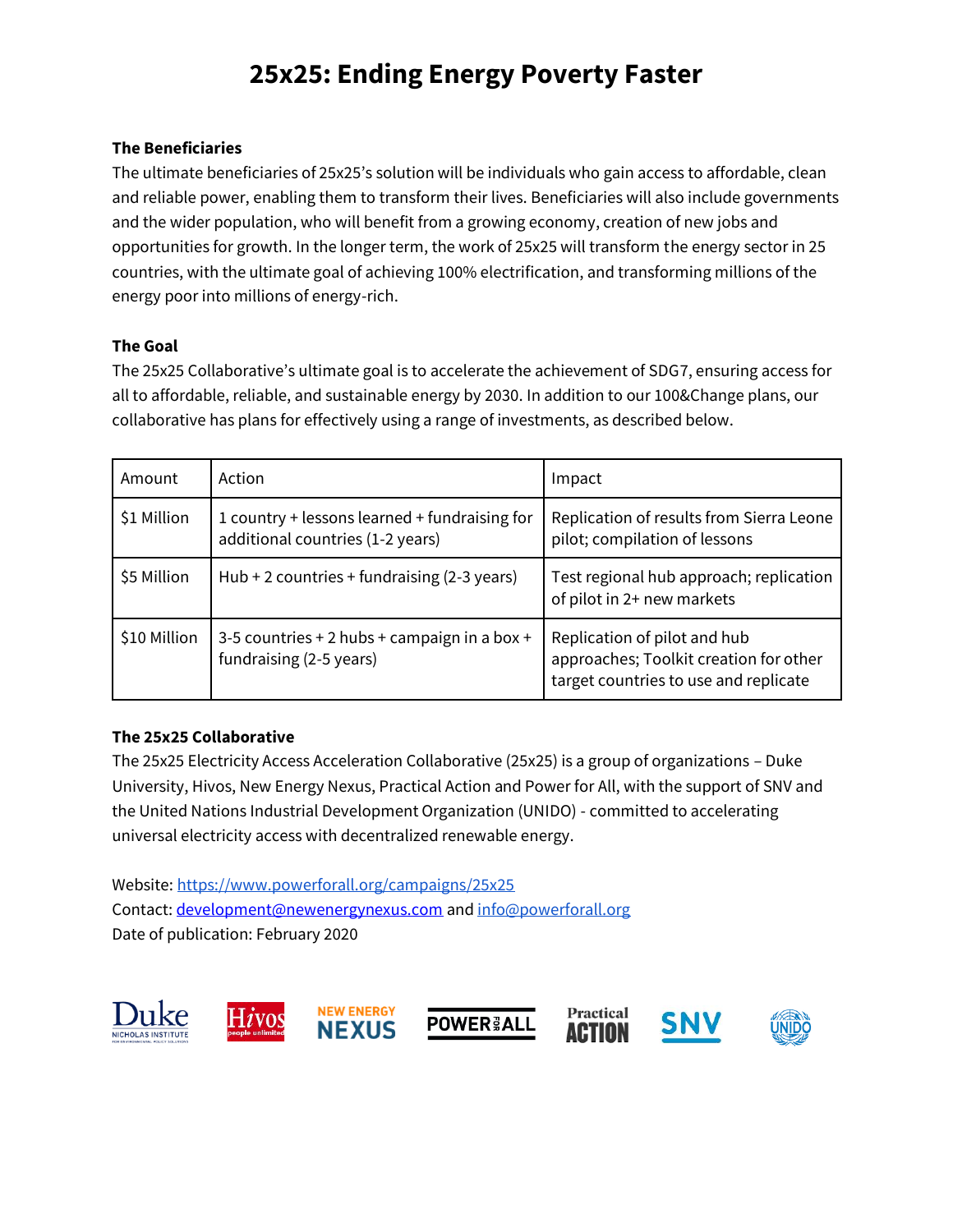# 25x25: Ending Energy Poverty Faster

**The Beneficiaries**

The ultimate beneficiaries of 25x25's solution will be individuals who gain access to affordable, clean and reliable power, enabling them to transform their lives. Beneficiaries will also include governments and the wider population, who will benefit from a growing economy, creation of new jobs and opportunities for growth. In the longer term, the work of 25x25 will transform the energy sector in 25 countries, with the ultimate goal of achieving 100% electrification, and transforming millions of the energy poor into millions of energy-rich.

**The Goal**

The 25x25 Collaborative's ultimate goal is to accelerate the achievement of SDG7, ensuring access for all to affordable, reliable, and sustainable energy by 2030. In addition to our 100&Change plans, our collaborative has plans for effectively using a range of investments, as described below.

| Amount | Action | Impact |
|---|---|---|
| $1 Million | 1 country + lessons learned + fundraising for additional countries (1-2 years) | Replication of results from Sierra Leone pilot; compilation of lessons |
| $5 Million | Hub + 2 countries + fundraising (2-3 years) | Test regional hub approach; replication of pilot in 2+ new markets |
| $10 Million | 3-5 countries + 2 hubs + campaign in a box + fundraising (2-5 years) | Replication of pilot and hub approaches; Toolkit creation for other target countries to use and replicate |

**The 25x25 Collaborative**

The 25x25 Electricity Access Acceleration Collaborative (25x25) is a group of organizations – Duke University, Hivos, New Energy Nexus, Practical Action and Power for All, with the support of SNV and the United Nations Industrial Development Organization (UNIDO) - committed to accelerating universal electricity access with decentralized renewable energy.

Website: https://www.powerforall.org/campaigns/25x25
Contact: development@newenergynexus.com and info@powerforall.org
Date of publication: February 2020